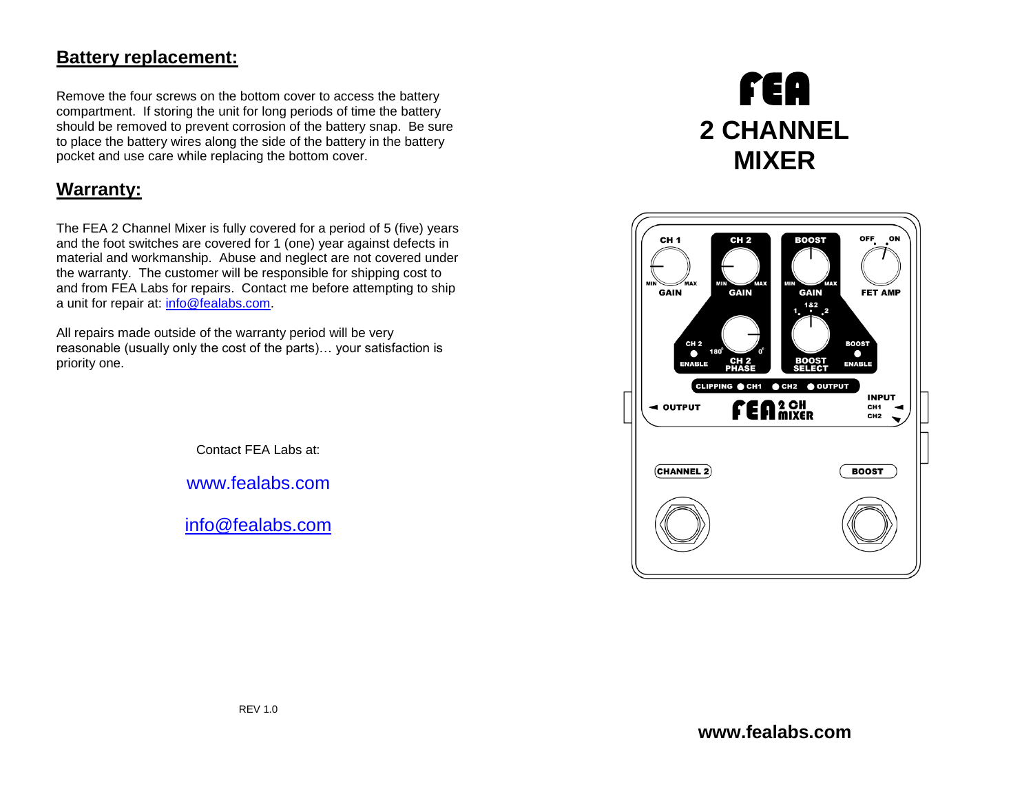## Battery replacement:

Remove the four screws on the bottom cover to access the battery compartment. If storing the unit for long periods of time the battery should be removed to prevent corrosion of the battery snap. Be sure to place the battery wires along the side of the battery in the battery pocket and use care while replacing the bottom cover.

## Warranty:

The FEA 2 Channel Mixer is fully covered for a period of 5 (five) years and the foot switches are covered for 1 (one) year against defects in material and workmanship. Abuse and neglect are not covered under the warranty. The customer will be responsible for shipping cost to and from FEA Labs for repairs. Contact me before attempting to ship a unit for repair at: info@fealabs.com.

All repairs made outside of the warranty period will be very reasonable (usually only the cost of the parts)… your satisfaction is priority one.

Contact FEA Labs at:

www.fealabs.com

info@fealabs.com

REV 1.0

# FEA

# 2 CHANNEL MIXER

CH 1 GAIN (MIN – MAX)
CH 2 GAIN (MIN – MAX)
BOOST GAIN (MIN – MAX)
FET AMP (OFF – ON)
CH 2 ENABLE
CH 2 PHASE (180° – 0°)
BOOST SELECT (1 – 1&2 – 2)
BOOST ENABLE
CLIPPING: CH1, CH2, OUTPUT
OUTPUT
FEA 2 CH MIXER
INPUT CH1, CH2
CHANNEL 2
BOOST

**www.fealabs.com**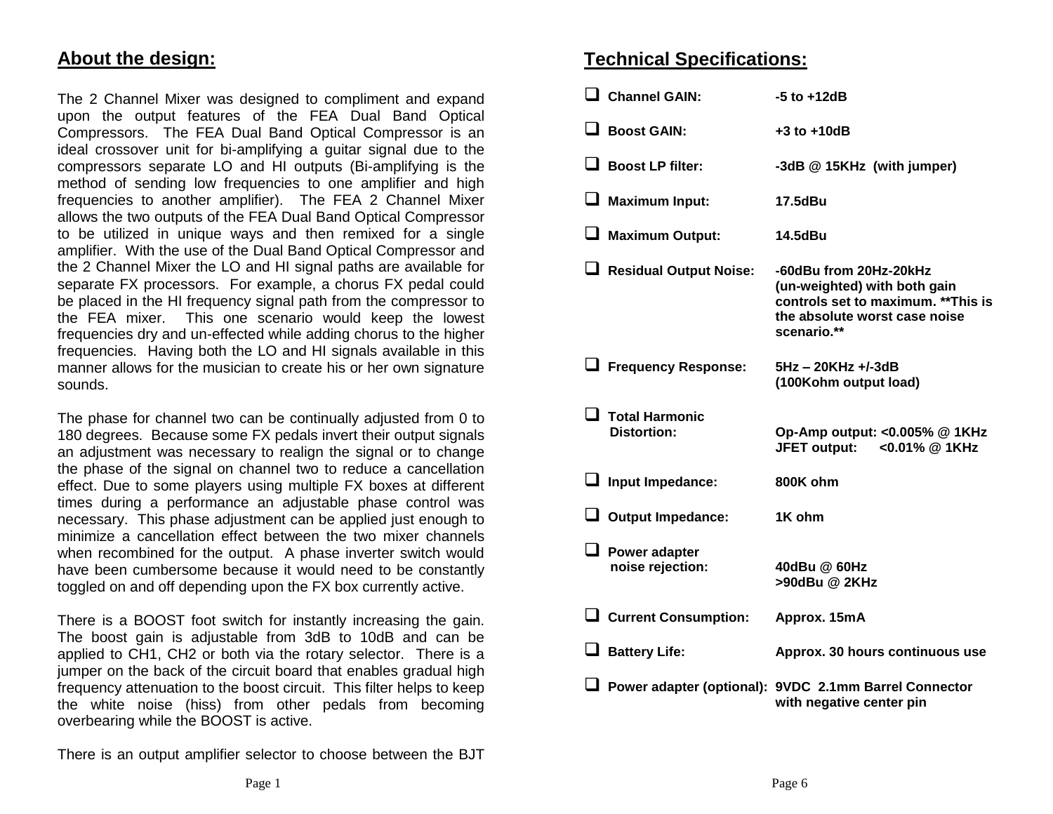## About the design:

The 2 Channel Mixer was designed to compliment and expand upon the output features of the FEA Dual Band Optical Compressors. The FEA Dual Band Optical Compressor is an ideal crossover unit for bi-amplifying a guitar signal due to the compressors separate LO and HI outputs (Bi-amplifying is the method of sending low frequencies to one amplifier and high frequencies to another amplifier). The FEA 2 Channel Mixer allows the two outputs of the FEA Dual Band Optical Compressor to be utilized in unique ways and then remixed for a single amplifier. With the use of the Dual Band Optical Compressor and the 2 Channel Mixer the LO and HI signal paths are available for separate FX processors. For example, a chorus FX pedal could be placed in the HI frequency signal path from the compressor to the FEA mixer. This one scenario would keep the lowest frequencies dry and un-effected while adding chorus to the higher frequencies. Having both the LO and HI signals available in this manner allows for the musician to create his or her own signature sounds.

The phase for channel two can be continually adjusted from 0 to 180 degrees. Because some FX pedals invert their output signals an adjustment was necessary to realign the signal or to change the phase of the signal on channel two to reduce a cancellation effect. Due to some players using multiple FX boxes at different times during a performance an adjustable phase control was necessary. This phase adjustment can be applied just enough to minimize a cancellation effect between the two mixer channels when recombined for the output. A phase inverter switch would have been cumbersome because it would need to be constantly toggled on and off depending upon the FX box currently active.

There is a BOOST foot switch for instantly increasing the gain. The boost gain is adjustable from 3dB to 10dB and can be applied to CH1, CH2 or both via the rotary selector. There is a jumper on the back of the circuit board that enables gradual high frequency attenuation to the boost circuit. This filter helps to keep the white noise (hiss) from other pedals from becoming overbearing while the BOOST is active.

There is an output amplifier selector to choose between the BJT

## Technical Specifications:

- **Channel GAIN:** **-5 to +12dB**
- **Boost GAIN:** **+3 to +10dB**
- **Boost LP filter:** **-3dB @ 15KHz (with jumper)**
- **Maximum Input:** **17.5dBu**
- **Maximum Output:** **14.5dBu**
- **Residual Output Noise:** **-60dBu from 20Hz-20kHz (un-weighted) with both gain controls set to maximum. **This is the absolute worst case noise scenario.****
- **Frequency Response:** **5Hz – 20KHz +/-3dB (100Kohm output load)**
- **Total Harmonic Distortion:** **Op-Amp output: <0.005% @ 1KHz**
  **JFET output: <0.01% @ 1KHz**
- **Input Impedance:** **800K ohm**
- **Output Impedance:** **1K ohm**
- **Power adapter noise rejection:** **40dBu @ 60Hz**
  **>90dBu @ 2KHz**
- **Current Consumption:** **Approx. 15mA**
- **Battery Life:** **Approx. 30 hours continuous use**
- **Power adapter (optional):** **9VDC 2.1mm Barrel Connector with negative center pin**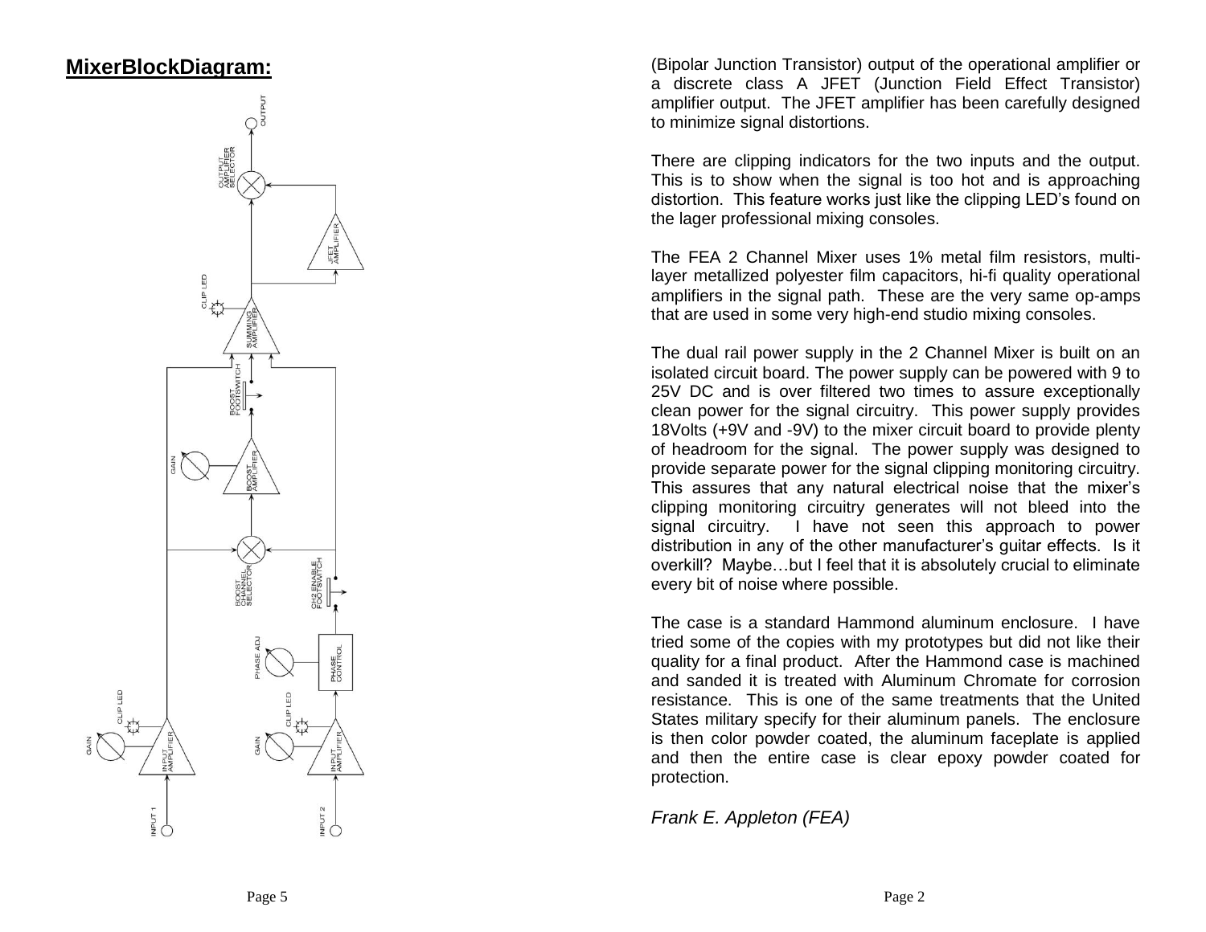## MixerBlockDiagram:

(Bipolar Junction Transistor) output of the operational amplifier or a discrete class A JFET (Junction Field Effect Transistor) amplifier output. The JFET amplifier has been carefully designed to minimize signal distortions.

There are clipping indicators for the two inputs and the output. This is to show when the signal is too hot and is approaching distortion. This feature works just like the clipping LED's found on the lager professional mixing consoles.

The FEA 2 Channel Mixer uses 1% metal film resistors, multi-layer metallized polyester film capacitors, hi-fi quality operational amplifiers in the signal path. These are the very same op-amps that are used in some very high-end studio mixing consoles.

The dual rail power supply in the 2 Channel Mixer is built on an isolated circuit board. The power supply can be powered with 9 to 25V DC and is over filtered two times to assure exceptionally clean power for the signal circuitry. This power supply provides 18Volts (+9V and -9V) to the mixer circuit board to provide plenty of headroom for the signal. The power supply was designed to provide separate power for the signal clipping monitoring circuitry. This assures that any natural electrical noise that the mixer's clipping monitoring circuitry generates will not bleed into the signal circuitry. I have not seen this approach to power distribution in any of the other manufacturer's guitar effects. Is it overkill? Maybe…but I feel that it is absolutely crucial to eliminate every bit of noise where possible.

The case is a standard Hammond aluminum enclosure. I have tried some of the copies with my prototypes but did not like their quality for a final product. After the Hammond case is machined and sanded it is treated with Aluminum Chromate for corrosion resistance. This is one of the same treatments that the United States military specify for their aluminum panels. The enclosure is then color powder coated, the aluminum faceplate is applied and then the entire case is clear epoxy powder coated for protection.

*Frank E. Appleton (FEA)*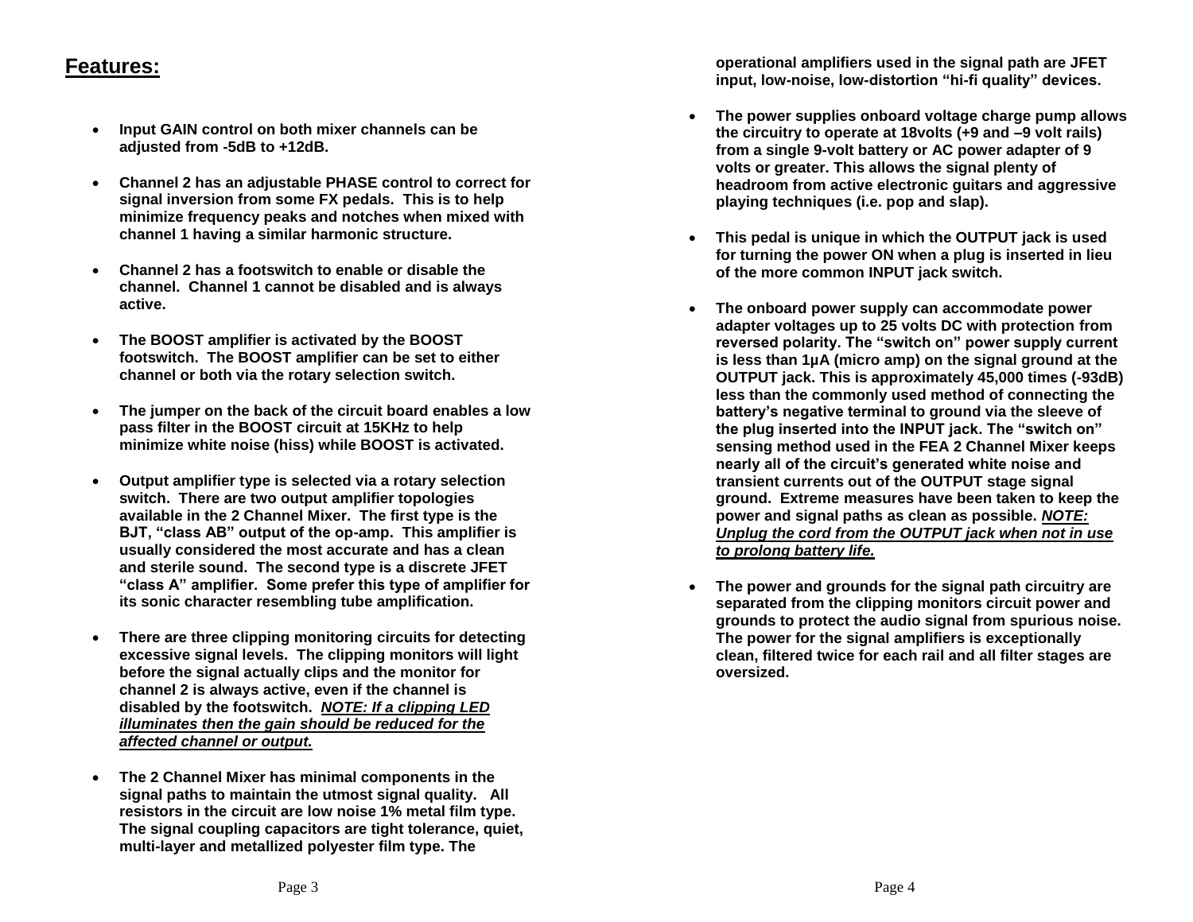## **Features:**

- **Input GAIN control on both mixer channels can be adjusted from -5dB to +12dB.**

- **Channel 2 has an adjustable PHASE control to correct for signal inversion from some FX pedals. This is to help minimize frequency peaks and notches when mixed with channel 1 having a similar harmonic structure.**

- **Channel 2 has a footswitch to enable or disable the channel. Channel 1 cannot be disabled and is always active.**

- **The BOOST amplifier is activated by the BOOST footswitch. The BOOST amplifier can be set to either channel or both via the rotary selection switch.**

- **The jumper on the back of the circuit board enables a low pass filter in the BOOST circuit at 15KHz to help minimize white noise (hiss) while BOOST is activated.**

- **Output amplifier type is selected via a rotary selection switch. There are two output amplifier topologies available in the 2 Channel Mixer. The first type is the BJT, "class AB" output of the op-amp. This amplifier is usually considered the most accurate and has a clean and sterile sound. The second type is a discrete JFET "class A" amplifier. Some prefer this type of amplifier for its sonic character resembling tube amplification.**

- **There are three clipping monitoring circuits for detecting excessive signal levels. The clipping monitors will light before the signal actually clips and the monitor for channel 2 is always active, even if the channel is disabled by the footswitch. *<u>NOTE: If a clipping LED illuminates then the gain should be reduced for the affected channel or output.</u>***

- **The 2 Channel Mixer has minimal components in the signal paths to maintain the utmost signal quality. All resistors in the circuit are low noise 1% metal film type. The signal coupling capacitors are tight tolerance, quiet, multi-layer and metallized polyester film type. The operational amplifiers used in the signal path are JFET input, low-noise, low-distortion "hi-fi quality" devices.**

- **The power supplies onboard voltage charge pump allows the circuitry to operate at 18volts (+9 and –9 volt rails) from a single 9-volt battery or AC power adapter of 9 volts or greater. This allows the signal plenty of headroom from active electronic guitars and aggressive playing techniques (i.e. pop and slap).**

- **This pedal is unique in which the OUTPUT jack is used for turning the power ON when a plug is inserted in lieu of the more common INPUT jack switch.**

- **The onboard power supply can accommodate power adapter voltages up to 25 volts DC with protection from reversed polarity. The "switch on" power supply current is less than 1µA (micro amp) on the signal ground at the OUTPUT jack. This is approximately 45,000 times (-93dB) less than the commonly used method of connecting the battery's negative terminal to ground via the sleeve of the plug inserted into the INPUT jack. The "switch on" sensing method used in the FEA 2 Channel Mixer keeps nearly all of the circuit's generated white noise and transient currents out of the OUTPUT stage signal ground. Extreme measures have been taken to keep the power and signal paths as clean as possible. *<u>NOTE: Unplug the cord from the OUTPUT jack when not in use to prolong battery life.</u>***

- **The power and grounds for the signal path circuitry are separated from the clipping monitors circuit power and grounds to protect the audio signal from spurious noise. The power for the signal amplifiers is exceptionally clean, filtered twice for each rail and all filter stages are oversized.**